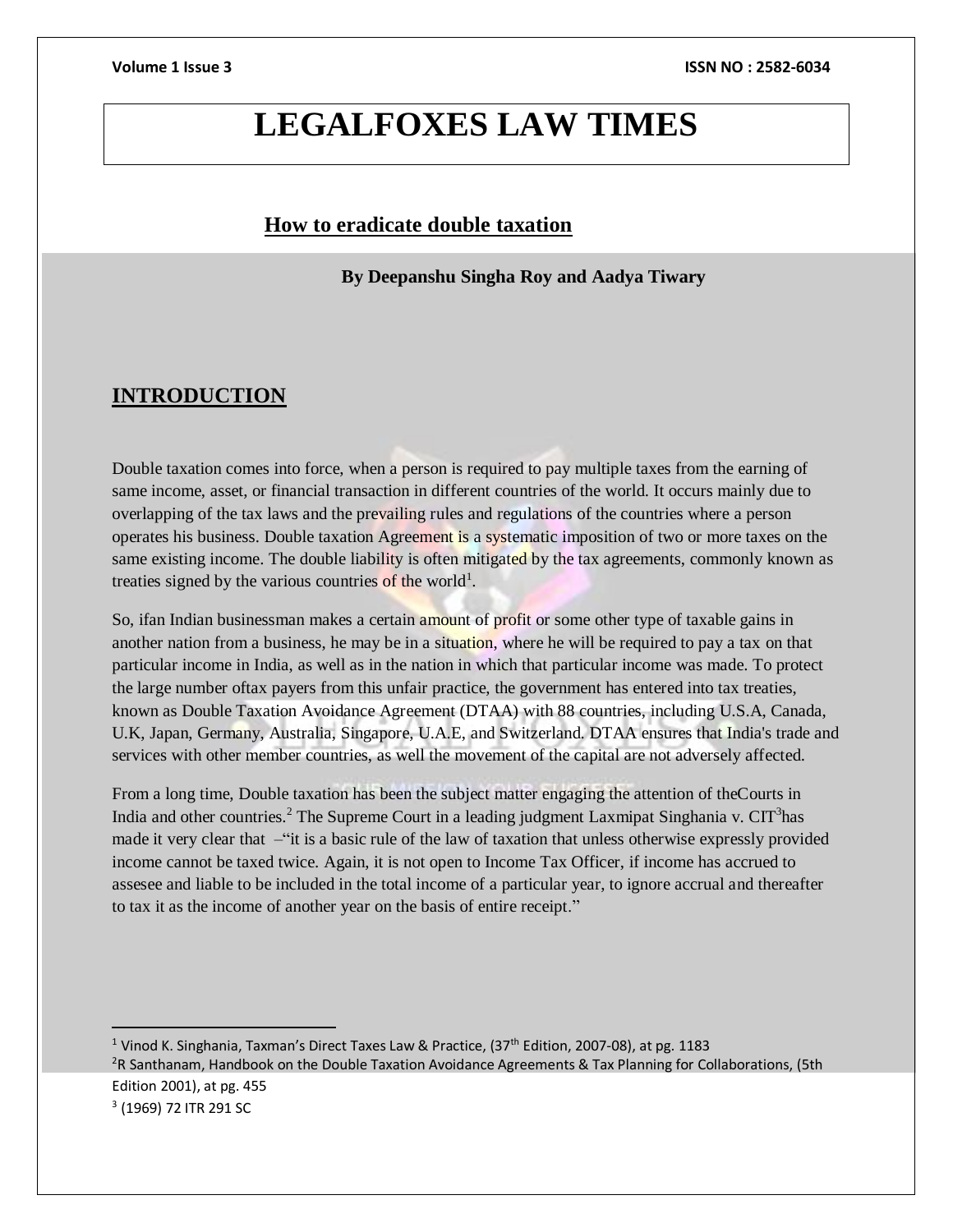# LEGALFOXES LAW TIMES

## How to eradicate double taxation

**By Deepanshu Singha Roy and Aadya Tiwary**

## INTRODUCTION

Double taxation comes into force, when a person is required to pay multiple taxes from the earning of same income, asset, or financial transaction in different countries of the world. It occurs mainly due to overlapping of the tax laws and the prevailing rules and regulations of the countries where a person operates his business. Double taxation Agreement is a systematic imposition of two or more taxes on the same existing income. The double liability is often mitigated by the tax agreements, commonly known as treaties signed by the various countries of the world[1].

So, ifan Indian businessman makes a certain amount of profit or some other type of taxable gains in another nation from a business, he may be in a situation, where he will be required to pay a tax on that particular income in India, as well as in the nation in which that particular income was made. To protect the large number oftax payers from this unfair practice, the government has entered into tax treaties, known as Double Taxation Avoidance Agreement (DTAA) with 88 countries, including U.S.A, Canada, U.K, Japan, Germany, Australia, Singapore, U.A.E, and Switzerland. DTAA ensures that India's trade and services with other member countries, as well the movement of the capital are not adversely affected.

From a long time, Double taxation has been the subject matter engaging the attention of theCourts in India and other countries.[2] The Supreme Court in a leading judgment Laxmipat Singhania v. CIT[3]has made it very clear that –"it is a basic rule of the law of taxation that unless otherwise expressly provided income cannot be taxed twice. Again, it is not open to Income Tax Officer, if income has accrued to assesee and liable to be included in the total income of a particular year, to ignore accrual and thereafter to tax it as the income of another year on the basis of entire receipt."

---

[1] Vinod K. Singhania, Taxman's Direct Taxes Law & Practice, (37th Edition, 2007-08), at pg. 1183

[2] R Santhanam, Handbook on the Double Taxation Avoidance Agreements & Tax Planning for Collaborations, (5th Edition 2001), at pg. 455

[3] (1969) 72 ITR 291 SC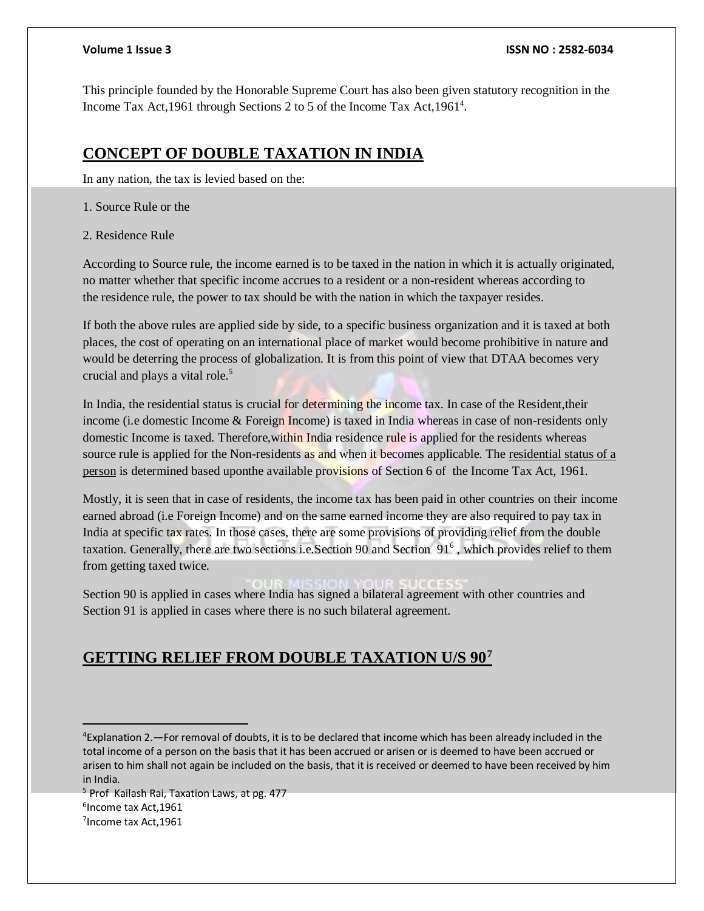This principle founded by the Honorable Supreme Court has also been given statutory recognition in the Income Tax Act,1961 through Sections 2 to 5 of the Income Tax Act,1961[4].

## CONCEPT OF DOUBLE TAXATION IN INDIA

In any nation, the tax is levied based on the:

1. Source Rule or the

2. Residence Rule

According to Source rule, the income earned is to be taxed in the nation in which it is actually originated, no matter whether that specific income accrues to a resident or a non-resident whereas according to the residence rule, the power to tax should be with the nation in which the taxpayer resides.

If both the above rules are applied side by side, to a specific business organization and it is taxed at both places, the cost of operating on an international place of market would become prohibitive in nature and would be deterring the process of globalization. It is from this point of view that DTAA becomes very crucial and plays a vital role.[5]

In India, the residential status is crucial for determining the income tax. In case of the Resident,their income (i.e domestic Income & Foreign Income) is taxed in India whereas in case of non-residents only domestic Income is taxed. Therefore,within India residence rule is applied for the residents whereas source rule is applied for the Non-residents as and when it becomes applicable. The residential status of a person is determined based uponthe available provisions of Section 6 of the Income Tax Act, 1961.

Mostly, it is seen that in case of residents, the income tax has been paid in other countries on their income earned abroad (i.e Foreign Income) and on the same earned income they are also required to pay tax in India at specific tax rates. In those cases, there are some provisions of providing relief from the double taxation. Generally, there are two sections i.e.Section 90 and Section 91[6] , which provides relief to them from getting taxed twice.

Section 90 is applied in cases where India has signed a bilateral agreement with other countries and Section 91 is applied in cases where there is no such bilateral agreement.

## GETTING RELIEF FROM DOUBLE TAXATION U/S 90[7]

---

[4] Explanation 2.—For removal of doubts, it is to be declared that income which has been already included in the total income of a person on the basis that it has been accrued or arisen or is deemed to have been accrued or arisen to him shall not again be included on the basis, that it is received or deemed to have been received by him in India.

[5] Prof Kailash Rai, Taxation Laws, at pg. 477

[6] Income tax Act,1961

[7] Income tax Act,1961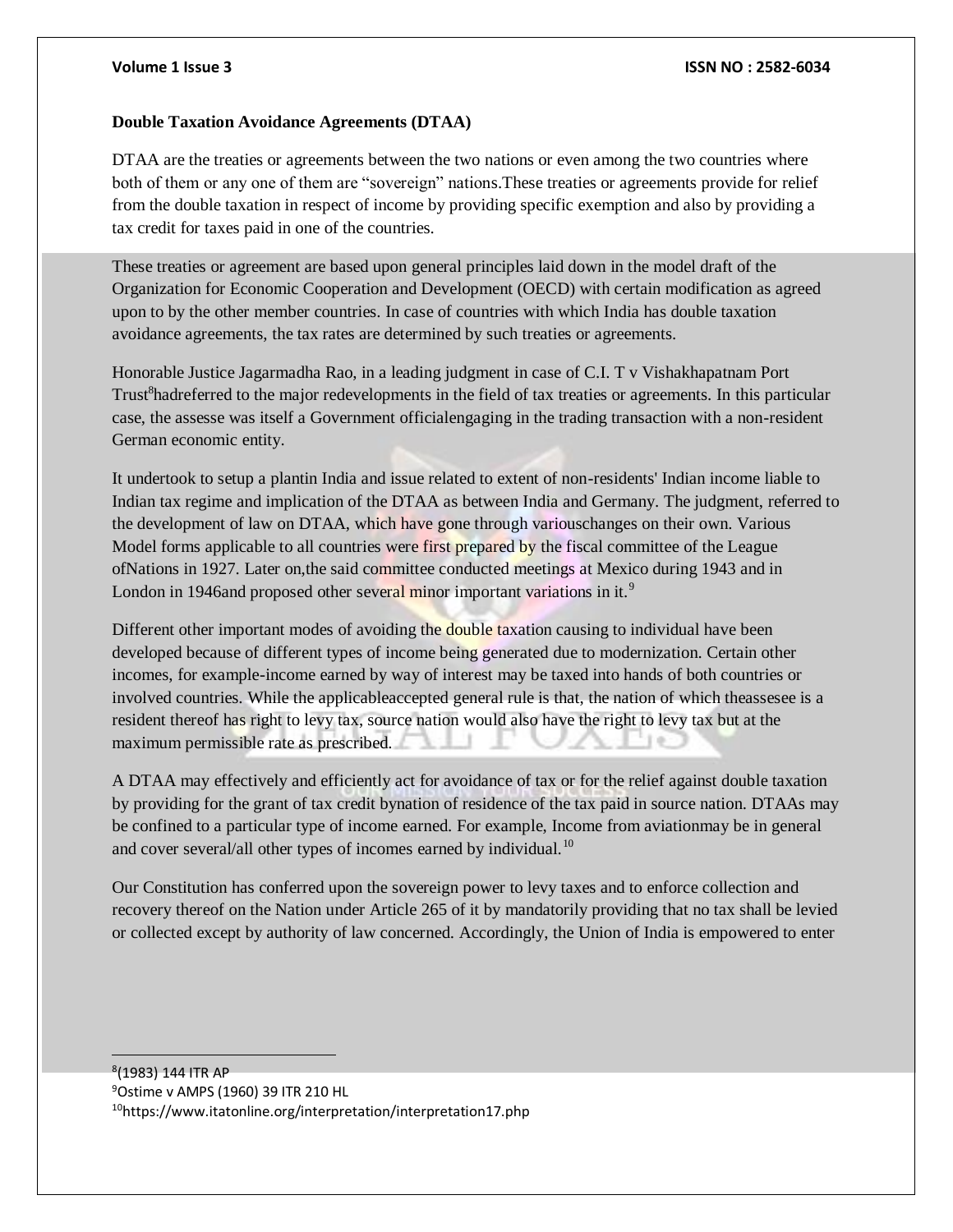**Double Taxation Avoidance Agreements (DTAA)**

DTAA are the treaties or agreements between the two nations or even among the two countries where both of them or any one of them are "sovereign" nations.These treaties or agreements provide for relief from the double taxation in respect of income by providing specific exemption and also by providing a tax credit for taxes paid in one of the countries.

These treaties or agreement are based upon general principles laid down in the model draft of the Organization for Economic Cooperation and Development (OECD) with certain modification as agreed upon to by the other member countries. In case of countries with which India has double taxation avoidance agreements, the tax rates are determined by such treaties or agreements.

Honorable Justice Jagarmadha Rao, in a leading judgment in case of C.I. T v Vishakhapatnam Port Trust[8]hadreferred to the major redevelopments in the field of tax treaties or agreements. In this particular case, the assesse was itself a Government officialengaging in the trading transaction with a non-resident German economic entity.

It undertook to setup a plantin India and issue related to extent of non-residents' Indian income liable to Indian tax regime and implication of the DTAA as between India and Germany. The judgment, referred to the development of law on DTAA, which have gone through variouschanges on their own. Various Model forms applicable to all countries were first prepared by the fiscal committee of the League ofNations in 1927. Later on,the said committee conducted meetings at Mexico during 1943 and in London in 1946and proposed other several minor important variations in it.[9]

Different other important modes of avoiding the double taxation causing to individual have been developed because of different types of income being generated due to modernization. Certain other incomes, for example-income earned by way of interest may be taxed into hands of both countries or involved countries. While the applicableaccepted general rule is that, the nation of which theassesee is a resident thereof has right to levy tax, source nation would also have the right to levy tax but at the maximum permissible rate as prescribed.

A DTAA may effectively and efficiently act for avoidance of tax or for the relief against double taxation by providing for the grant of tax credit bynation of residence of the tax paid in source nation. DTAAs may be confined to a particular type of income earned. For example, Income from aviationmay be in general and cover several/all other types of incomes earned by individual.[10]

Our Constitution has conferred upon the sovereign power to levy taxes and to enforce collection and recovery thereof on the Nation under Article 265 of it by mandatorily providing that no tax shall be levied or collected except by authority of law concerned. Accordingly, the Union of India is empowered to enter

---

[8](1983) 144 ITR AP

[9]Ostime v AMPS (1960) 39 ITR 210 HL

[10]https://www.itatonline.org/interpretation/interpretation17.php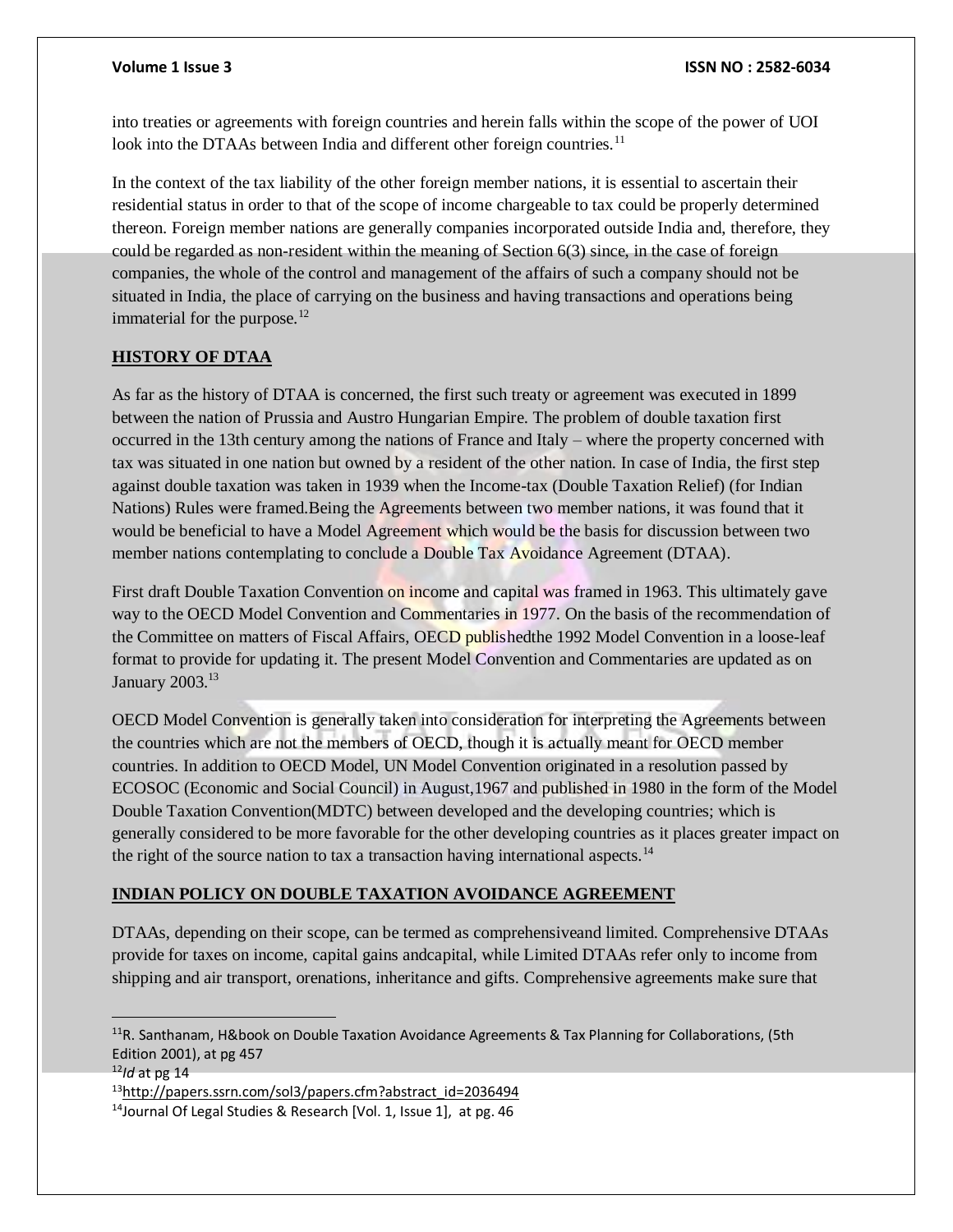into treaties or agreements with foreign countries and herein falls within the scope of the power of UOI look into the DTAAs between India and different other foreign countries.[11]

In the context of the tax liability of the other foreign member nations, it is essential to ascertain their residential status in order to that of the scope of income chargeable to tax could be properly determined thereon. Foreign member nations are generally companies incorporated outside India and, therefore, they could be regarded as non-resident within the meaning of Section 6(3) since, in the case of foreign companies, the whole of the control and management of the affairs of such a company should not be situated in India, the place of carrying on the business and having transactions and operations being immaterial for the purpose.[12]

## HISTORY OF DTAA

As far as the history of DTAA is concerned, the first such treaty or agreement was executed in 1899 between the nation of Prussia and Austro Hungarian Empire. The problem of double taxation first occurred in the 13th century among the nations of France and Italy – where the property concerned with tax was situated in one nation but owned by a resident of the other nation. In case of India, the first step against double taxation was taken in 1939 when the Income-tax (Double Taxation Relief) (for Indian Nations) Rules were framed.Being the Agreements between two member nations, it was found that it would be beneficial to have a Model Agreement which would be the basis for discussion between two member nations contemplating to conclude a Double Tax Avoidance Agreement (DTAA).

First draft Double Taxation Convention on income and capital was framed in 1963. This ultimately gave way to the OECD Model Convention and Commentaries in 1977. On the basis of the recommendation of the Committee on matters of Fiscal Affairs, OECD publishedthe 1992 Model Convention in a loose-leaf format to provide for updating it. The present Model Convention and Commentaries are updated as on January 2003.[13]

OECD Model Convention is generally taken into consideration for interpreting the Agreements between the countries which are not the members of OECD, though it is actually meant for OECD member countries. In addition to OECD Model, UN Model Convention originated in a resolution passed by ECOSOC (Economic and Social Council) in August,1967 and published in 1980 in the form of the Model Double Taxation Convention(MDTC) between developed and the developing countries; which is generally considered to be more favorable for the other developing countries as it places greater impact on the right of the source nation to tax a transaction having international aspects.[14]

## INDIAN POLICY ON DOUBLE TAXATION AVOIDANCE AGREEMENT

DTAAs, depending on their scope, can be termed as comprehensiveand limited. Comprehensive DTAAs provide for taxes on income, capital gains andcapital, while Limited DTAAs refer only to income from shipping and air transport, orenations, inheritance and gifts. Comprehensive agreements make sure that

---

[11] R. Santhanam, H&book on Double Taxation Avoidance Agreements & Tax Planning for Collaborations, (5th Edition 2001), at pg 457

[12] *Id* at pg 14

[13] http://papers.ssrn.com/sol3/papers.cfm?abstract_id=2036494

[14] Journal Of Legal Studies & Research [Vol. 1, Issue 1], at pg. 46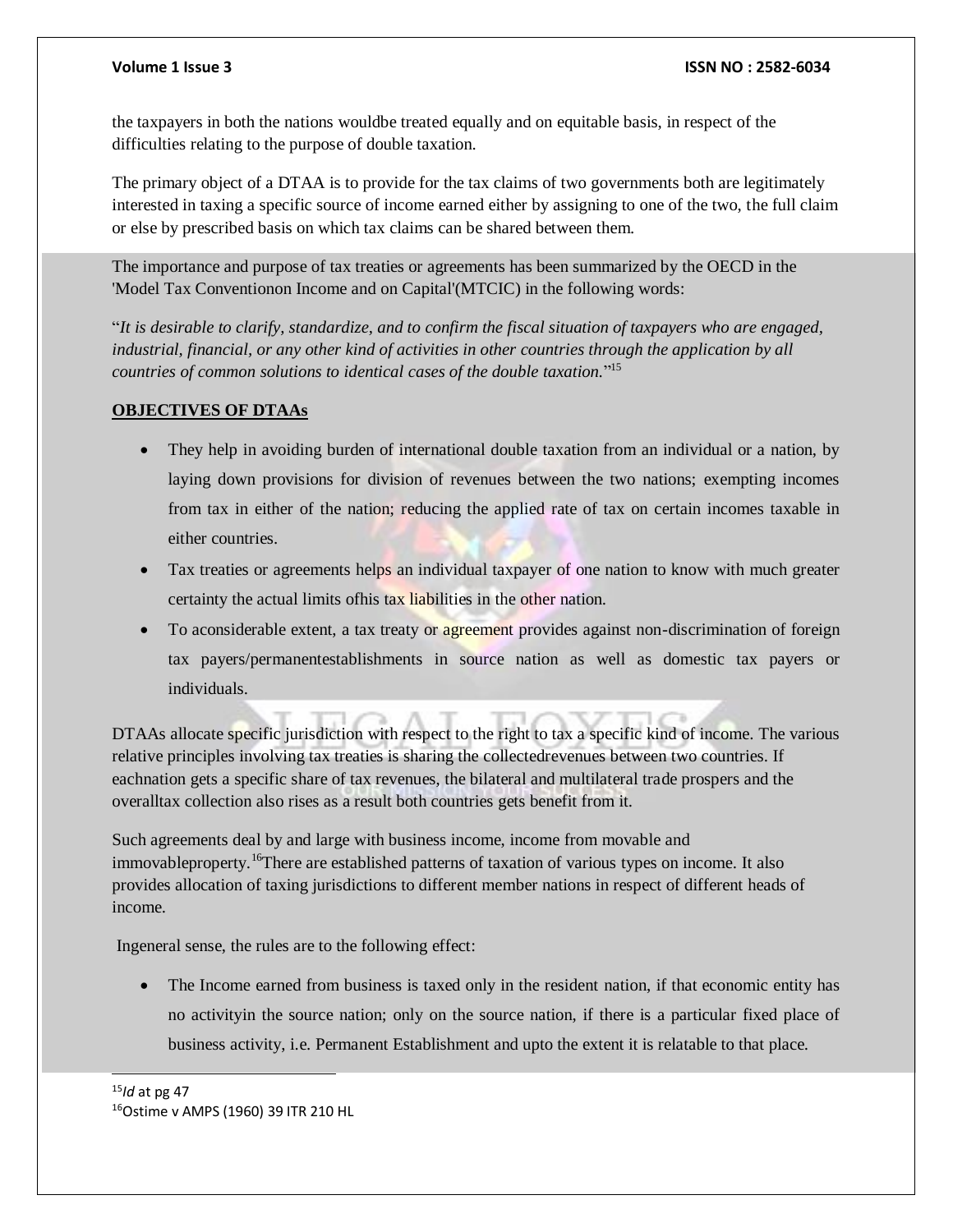the taxpayers in both the nations wouldbe treated equally and on equitable basis, in respect of the difficulties relating to the purpose of double taxation.

The primary object of a DTAA is to provide for the tax claims of two governments both are legitimately interested in taxing a specific source of income earned either by assigning to one of the two, the full claim or else by prescribed basis on which tax claims can be shared between them.

The importance and purpose of tax treaties or agreements has been summarized by the OECD in the 'Model Tax Conventionon Income and on Capital'(MTCIC) in the following words:

"*It is desirable to clarify, standardize, and to confirm the fiscal situation of taxpayers who are engaged, industrial, financial, or any other kind of activities in other countries through the application by all countries of common solutions to identical cases of the double taxation.*"[15]

## OBJECTIVES OF DTAAs

- They help in avoiding burden of international double taxation from an individual or a nation, by laying down provisions for division of revenues between the two nations; exempting incomes from tax in either of the nation; reducing the applied rate of tax on certain incomes taxable in either countries.
- Tax treaties or agreements helps an individual taxpayer of one nation to know with much greater certainty the actual limits ofhis tax liabilities in the other nation.
- To aconsiderable extent, a tax treaty or agreement provides against non-discrimination of foreign tax payers/permanentestablishments in source nation as well as domestic tax payers or individuals.

DTAAs allocate specific jurisdiction with respect to the right to tax a specific kind of income. The various relative principles involving tax treaties is sharing the collectedrevenues between two countries. If eachnation gets a specific share of tax revenues, the bilateral and multilateral trade prospers and the overalltax collection also rises as a result both countries gets benefit from it.

Such agreements deal by and large with business income, income from movable and immovableproperty.[16]There are established patterns of taxation of various types on income. It also provides allocation of taxing jurisdictions to different member nations in respect of different heads of income.

Ingeneral sense, the rules are to the following effect:

- The Income earned from business is taxed only in the resident nation, if that economic entity has no activityin the source nation; only on the source nation, if there is a particular fixed place of business activity, i.e. Permanent Establishment and upto the extent it is relatable to that place.

---

[15] *Id* at pg 47

[16] Ostime v AMPS (1960) 39 ITR 210 HL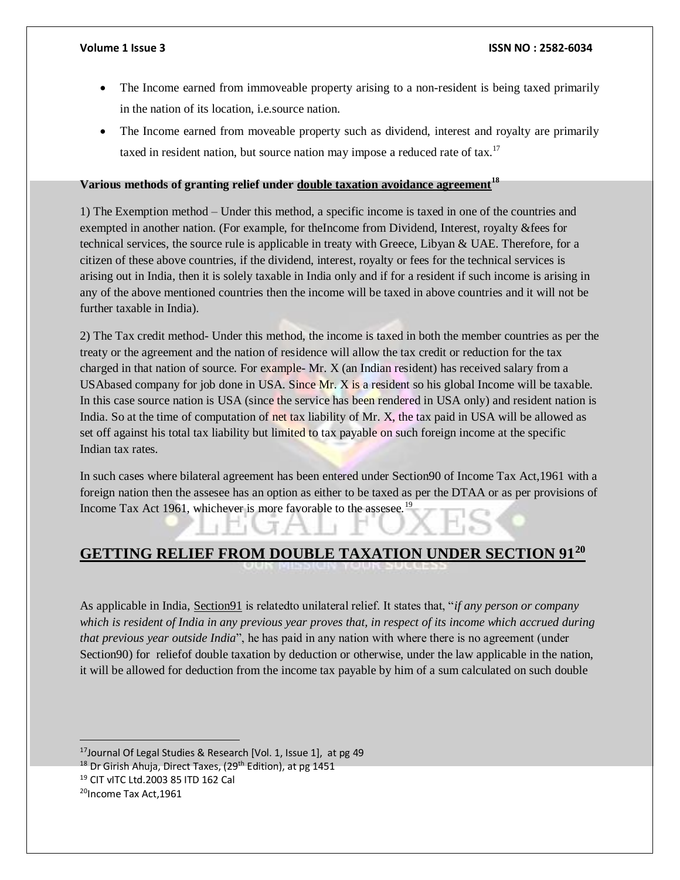- The Income earned from immoveable property arising to a non-resident is being taxed primarily in the nation of its location, i.e.source nation.
- The Income earned from moveable property such as dividend, interest and royalty are primarily taxed in resident nation, but source nation may impose a reduced rate of tax.[17]

**Various methods of granting relief under <u>double taxation avoidance agreement</u>[18]**

1) The Exemption method – Under this method, a specific income is taxed in one of the countries and exempted in another nation. (For example, for theIncome from Dividend, Interest, royalty &fees for technical services, the source rule is applicable in treaty with Greece, Libyan & UAE. Therefore, for a citizen of these above countries, if the dividend, interest, royalty or fees for the technical services is arising out in India, then it is solely taxable in India only and if for a resident if such income is arising in any of the above mentioned countries then the income will be taxed in above countries and it will not be further taxable in India).

2) The Tax credit method- Under this method, the income is taxed in both the member countries as per the treaty or the agreement and the nation of residence will allow the tax credit or reduction for the tax charged in that nation of source. For example- Mr. X (an Indian resident) has received salary from a USAbased company for job done in USA. Since Mr. X is a resident so his global Income will be taxable. In this case source nation is USA (since the service has been rendered in USA only) and resident nation is India. So at the time of computation of net tax liability of Mr. X, the tax paid in USA will be allowed as set off against his total tax liability but limited to tax payable on such foreign income at the specific Indian tax rates.

In such cases where bilateral agreement has been entered under Section90 of Income Tax Act,1961 with a foreign nation then the assesee has an option as either to be taxed as per the DTAA or as per provisions of Income Tax Act 1961, whichever is more favorable to the assesee.[19]

## GETTING RELIEF FROM DOUBLE TAXATION UNDER SECTION 91[20]

As applicable in India, <u>Section91</u> is relatedto unilateral relief. It states that, "*if any person or company which is resident of India in any previous year proves that, in respect of its income which accrued during that previous year outside India*", he has paid in any nation with where there is no agreement (under Section90) for reliefof double taxation by deduction or otherwise, under the law applicable in the nation, it will be allowed for deduction from the income tax payable by him of a sum calculated on such double

---

[17] Journal Of Legal Studies & Research [Vol. 1, Issue 1], at pg 49

[18] Dr Girish Ahuja, Direct Taxes, (29th Edition), at pg 1451

[19] CIT vITC Ltd.2003 85 ITD 162 Cal

[20] Income Tax Act,1961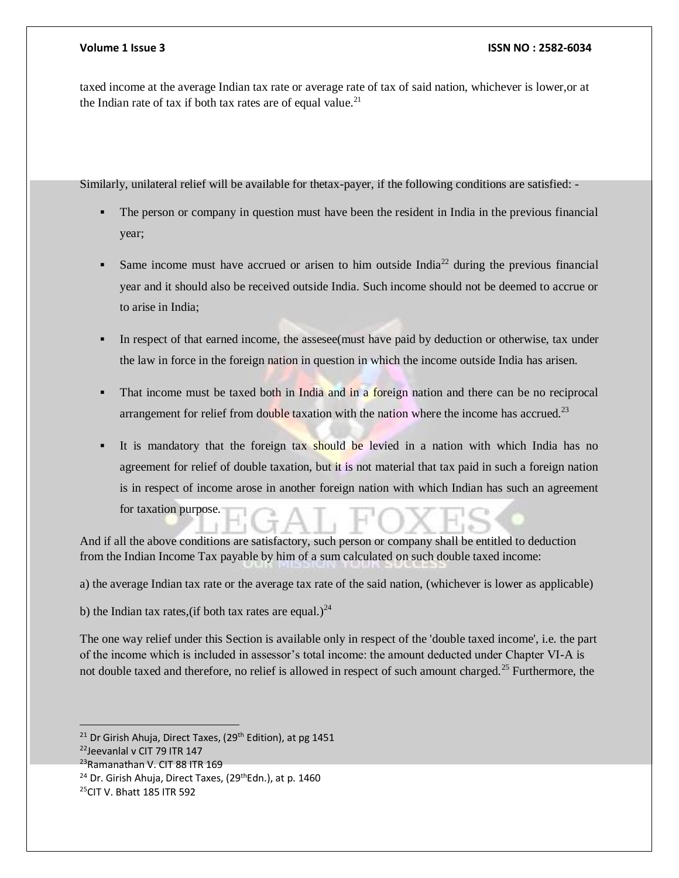taxed income at the average Indian tax rate or average rate of tax of said nation, whichever is lower,or at the Indian rate of tax if both tax rates are of equal value.[21]

Similarly, unilateral relief will be available for thetax-payer, if the following conditions are satisfied: -

- The person or company in question must have been the resident in India in the previous financial year;
- Same income must have accrued or arisen to him outside India[22] during the previous financial year and it should also be received outside India. Such income should not be deemed to accrue or to arise in India;
- In respect of that earned income, the assesee(must have paid by deduction or otherwise, tax under the law in force in the foreign nation in question in which the income outside India has arisen.
- That income must be taxed both in India and in a foreign nation and there can be no reciprocal arrangement for relief from double taxation with the nation where the income has accrued.[23]
- It is mandatory that the foreign tax should be levied in a nation with which India has no agreement for relief of double taxation, but it is not material that tax paid in such a foreign nation is in respect of income arose in another foreign nation with which Indian has such an agreement for taxation purpose.

And if all the above conditions are satisfactory, such person or company shall be entitled to deduction from the Indian Income Tax payable by him of a sum calculated on such double taxed income:

a) the average Indian tax rate or the average tax rate of the said nation, (whichever is lower as applicable)

b) the Indian tax rates,(if both tax rates are equal.)[24]

The one way relief under this Section is available only in respect of the 'double taxed income', i.e. the part of the income which is included in assessor's total income: the amount deducted under Chapter VI-A is not double taxed and therefore, no relief is allowed in respect of such amount charged.[25] Furthermore, the

---

[21] Dr Girish Ahuja, Direct Taxes, (29th Edition), at pg 1451

[22] Jeevanlal v CIT 79 ITR 147

[23] Ramanathan V. CIT 88 ITR 169

[24] Dr. Girish Ahuja, Direct Taxes, (29thEdn.), at p. 1460

[25] CIT V. Bhatt 185 ITR 592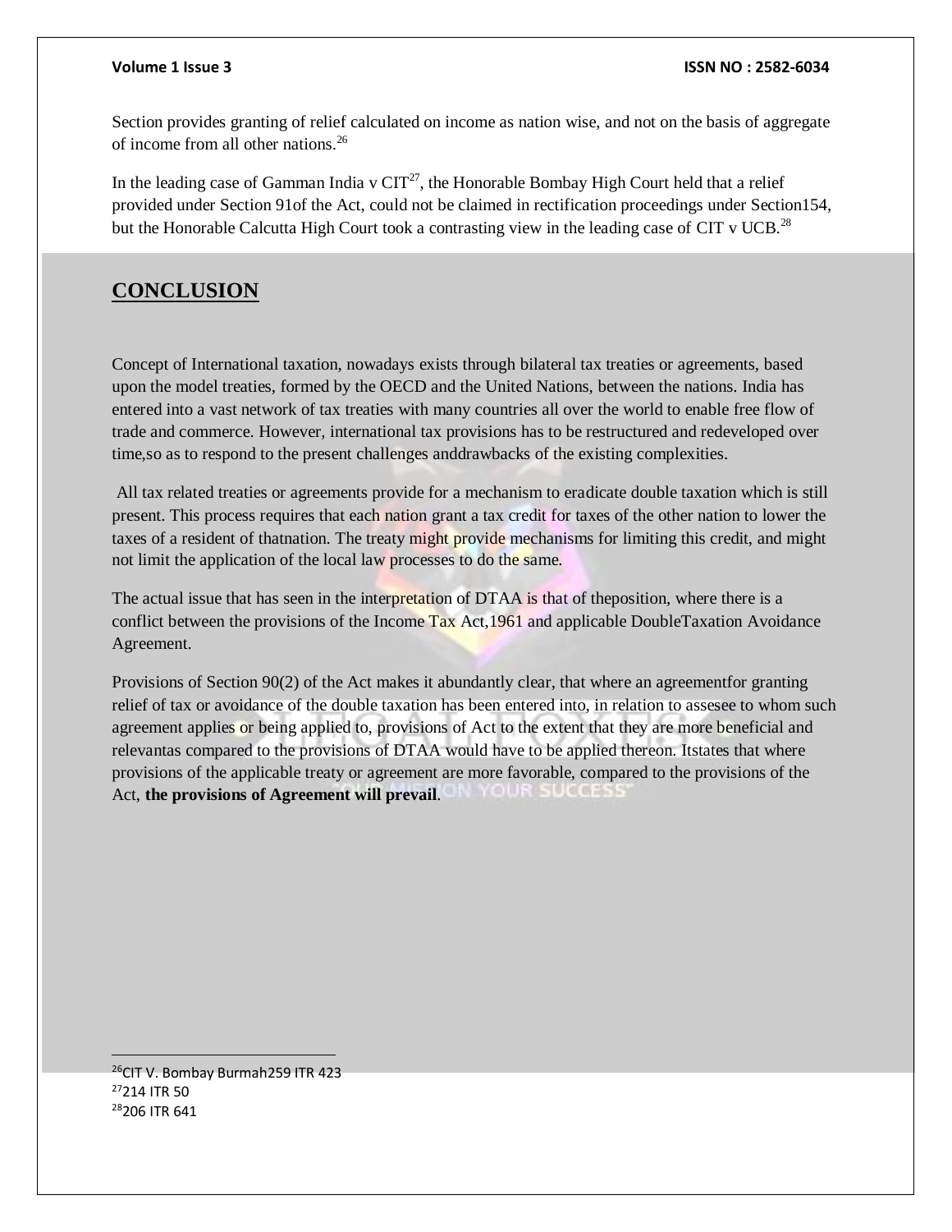Section provides granting of relief calculated on income as nation wise, and not on the basis of aggregate of income from all other nations.[26]

In the leading case of Gamman India v CIT[27], the Honorable Bombay High Court held that a relief provided under Section 91of the Act, could not be claimed in rectification proceedings under Section154, but the Honorable Calcutta High Court took a contrasting view in the leading case of CIT v UCB.[28]

## CONCLUSION

Concept of International taxation, nowadays exists through bilateral tax treaties or agreements, based upon the model treaties, formed by the OECD and the United Nations, between the nations. India has entered into a vast network of tax treaties with many countries all over the world to enable free flow of trade and commerce. However, international tax provisions has to be restructured and redeveloped over time,so as to respond to the present challenges anddrawbacks of the existing complexities.

All tax related treaties or agreements provide for a mechanism to eradicate double taxation which is still present. This process requires that each nation grant a tax credit for taxes of the other nation to lower the taxes of a resident of thatnation. The treaty might provide mechanisms for limiting this credit, and might not limit the application of the local law processes to do the same.

The actual issue that has seen in the interpretation of DTAA is that of theposition, where there is a conflict between the provisions of the Income Tax Act,1961 and applicable DoubleTaxation Avoidance Agreement.

Provisions of Section 90(2) of the Act makes it abundantly clear, that where an agreementfor granting relief of tax or avoidance of the double taxation has been entered into, in relation to assesee to whom such agreement applies or being applied to, provisions of Act to the extent that they are more beneficial and relevantas compared to the provisions of DTAA would have to be applied thereon. Itstates that where provisions of the applicable treaty or agreement are more favorable, compared to the provisions of the Act, **the provisions of Agreement will prevail**.

---

[26] CIT V. Bombay Burmah259 ITR 423

[27] 214 ITR 50

[28] 206 ITR 641